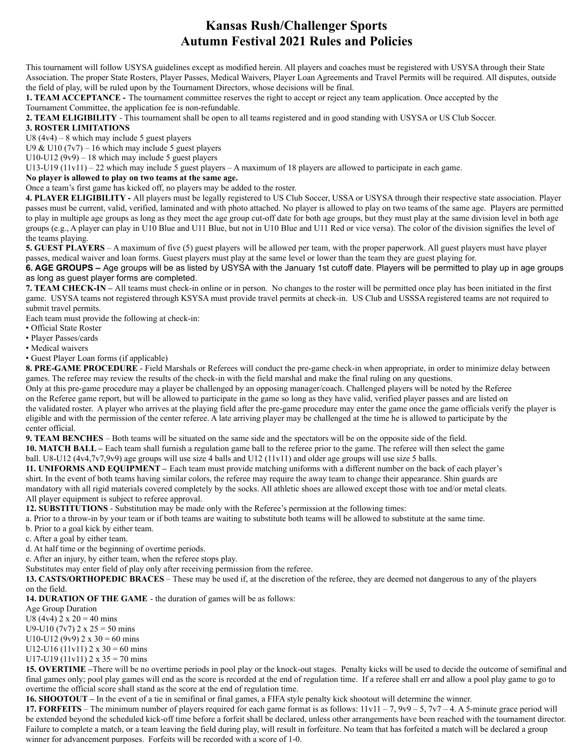# Kansas Rush/Challenger Sports
# Autumn Festival 2021 Rules and Policies

This tournament will follow USYSA guidelines except as modified herein. All players and coaches must be registered with USYSA through their State Association. The proper State Rosters, Player Passes, Medical Waivers, Player Loan Agreements and Travel Permits will be required. All disputes, outside the field of play, will be ruled upon by the Tournament Directors, whose decisions will be final.

**1. TEAM ACCEPTANCE -** The tournament committee reserves the right to accept or reject any team application. Once accepted by the Tournament Committee, the application fee is non-refundable.

**2. TEAM ELIGIBILITY** - This tournament shall be open to all teams registered and in good standing with USYSA or US Club Soccer.

**3. ROSTER LIMITATIONS**

U8 (4v4) – 8 which may include 5 guest players
U9 & U10 (7v7) – 16 which may include 5 guest players
U10-U12 (9v9) – 18 which may include 5 guest players
U13-U19 (11v11) – 22 which may include 5 guest players – A maximum of 18 players are allowed to participate in each game.

**No player is allowed to play on two teams at the same age.**

Once a team's first game has kicked off, no players may be added to the roster.

**4. PLAYER ELIGIBILITY -** All players must be legally registered to US Club Soccer, USSA or USYSA through their respective state association. Player passes must be current, valid, verified, laminated and with photo attached. No player is allowed to play on two teams of the same age. Players are permitted to play in multiple age groups as long as they meet the age group cut-off date for both age groups, but they must play at the same division level in both age groups (e.g., A player can play in U10 Blue and U11 Blue, but not in U10 Blue and U11 Red or vice versa). The color of the division signifies the level of the teams playing.

**5. GUEST PLAYERS** – A maximum of five (5) guest players will be allowed per team, with the proper paperwork. All guest players must have player passes, medical waiver and loan forms. Guest players must play at the same level or lower than the team they are guest playing for.

**6. AGE GROUPS –** Age groups will be as listed by USYSA with the January 1st cutoff date. Players will be permitted to play up in age groups as long as guest player forms are completed.

**7. TEAM CHECK-IN –** All teams must check-in online or in person. No changes to the roster will be permitted once play has been initiated in the first game. USYSA teams not registered through KSYSA must provide travel permits at check-in. US Club and USSSA registered teams are not required to submit travel permits.

Each team must provide the following at check-in:

- Official State Roster
- Player Passes/cards
- Medical waivers
- Guest Player Loan forms (if applicable)

**8. PRE-GAME PROCEDURE** - Field Marshals or Referees will conduct the pre-game check-in when appropriate, in order to minimize delay between games. The referee may review the results of the check-in with the field marshal and make the final ruling on any questions.

Only at this pre-game procedure may a player be challenged by an opposing manager/coach. Challenged players will be noted by the Referee on the Referee game report, but will be allowed to participate in the game so long as they have valid, verified player passes and are listed on the validated roster. A player who arrives at the playing field after the pre-game procedure may enter the game once the game officials verify the player is eligible and with the permission of the center referee. A late arriving player may be challenged at the time he is allowed to participate by the center official.

**9. TEAM BENCHES** – Both teams will be situated on the same side and the spectators will be on the opposite side of the field.

**10. MATCH BALL –** Each team shall furnish a regulation game ball to the referee prior to the game. The referee will then select the game ball. U8-U12 (4v4,7v7,9v9) age groups will use size 4 balls and U12 (11v11) and older age groups will use size 5 balls.

**11. UNIFORMS AND EQUIPMENT –** Each team must provide matching uniforms with a different number on the back of each player's shirt. In the event of both teams having similar colors, the referee may require the away team to change their appearance. Shin guards are mandatory with all rigid materials covered completely by the socks. All athletic shoes are allowed except those with toe and/or metal cleats. All player equipment is subject to referee approval.

**12. SUBSTITUTIONS** - Substitution may be made only with the Referee's permission at the following times:

a. Prior to a throw-in by your team or if both teams are waiting to substitute both teams will be allowed to substitute at the same time.
b. Prior to a goal kick by either team.
c. After a goal by either team.
d. At half time or the beginning of overtime periods.
e. After an injury, by either team, when the referee stops play.

Substitutes may enter field of play only after receiving permission from the referee.

**13. CASTS/ORTHOPEDIC BRACES** – These may be used if, at the discretion of the referee, they are deemed not dangerous to any of the players on the field.

**14. DURATION OF THE GAME** - the duration of games will be as follows:

Age Group Duration
U8 (4v4) 2 x 20 = 40 mins
U9-U10 (7v7) 2 x 25 = 50 mins
U10-U12 (9v9) 2 x 30 = 60 mins
U12-U16 (11v11) 2 x 30 = 60 mins
U17-U19 (11v11) 2 x 35 = 70 mins

**15. OVERTIME –**There will be no overtime periods in pool play or the knock-out stages. Penalty kicks will be used to decide the outcome of semifinal and final games only; pool play games will end as the score is recorded at the end of regulation time. If a referee shall err and allow a pool play game to go to overtime the official score shall stand as the score at the end of regulation time.

**16. SHOOTOUT –** In the event of a tie in semifinal or final games, a FIFA style penalty kick shootout will determine the winner.

**17. FORFEITS** – The minimum number of players required for each game format is as follows: 11v11 – 7, 9v9 – 5, 7v7 – 4. A 5-minute grace period will be extended beyond the scheduled kick-off time before a forfeit shall be declared, unless other arrangements have been reached with the tournament director. Failure to complete a match, or a team leaving the field during play, will result in forfeiture. No team that has forfeited a match will be declared a group winner for advancement purposes. Forfeits will be recorded with a score of 1-0.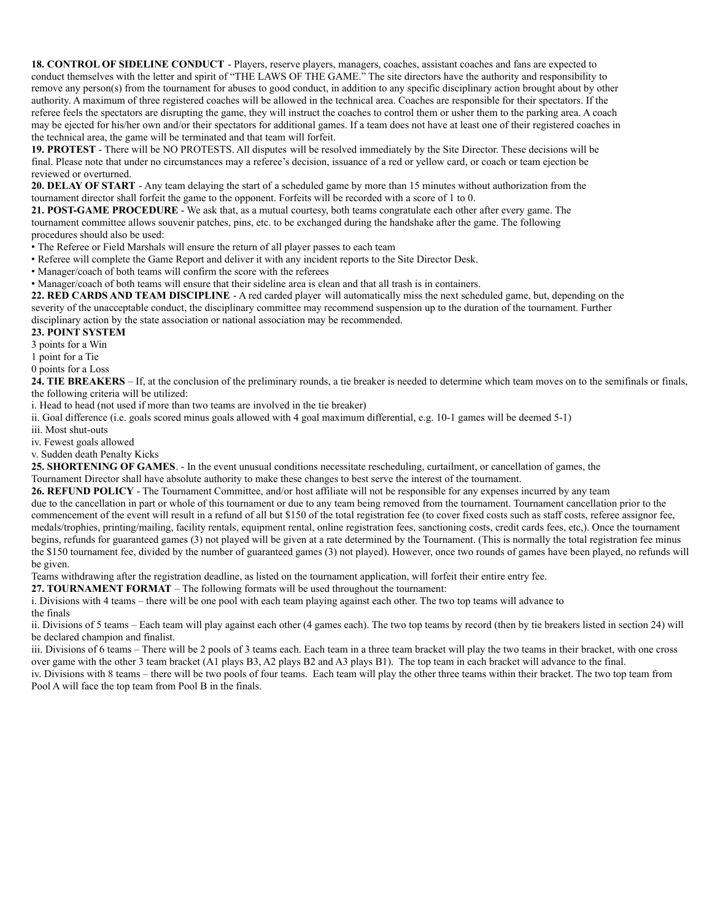**18. CONTROL OF SIDELINE CONDUCT** - Players, reserve players, managers, coaches, assistant coaches and fans are expected to conduct themselves with the letter and spirit of "THE LAWS OF THE GAME." The site directors have the authority and responsibility to remove any person(s) from the tournament for abuses to good conduct, in addition to any specific disciplinary action brought about by other authority. A maximum of three registered coaches will be allowed in the technical area. Coaches are responsible for their spectators. If the referee feels the spectators are disrupting the game, they will instruct the coaches to control them or usher them to the parking area. A coach may be ejected for his/her own and/or their spectators for additional games. If a team does not have at least one of their registered coaches in the technical area, the game will be terminated and that team will forfeit.

**19. PROTEST** - There will be NO PROTESTS. All disputes will be resolved immediately by the Site Director. These decisions will be final. Please note that under no circumstances may a referee's decision, issuance of a red or yellow card, or coach or team ejection be reviewed or overturned.

**20. DELAY OF START** - Any team delaying the start of a scheduled game by more than 15 minutes without authorization from the tournament director shall forfeit the game to the opponent. Forfeits will be recorded with a score of 1 to 0.

**21. POST-GAME PROCEDURE** - We ask that, as a mutual courtesy, both teams congratulate each other after every game. The tournament committee allows souvenir patches, pins, etc. to be exchanged during the handshake after the game. The following procedures should also be used:

- The Referee or Field Marshals will ensure the return of all player passes to each team
- Referee will complete the Game Report and deliver it with any incident reports to the Site Director Desk.
- Manager/coach of both teams will confirm the score with the referees
- Manager/coach of both teams will ensure that their sideline area is clean and that all trash is in containers.

**22. RED CARDS AND TEAM DISCIPLINE** - A red carded player will automatically miss the next scheduled game, but, depending on the severity of the unacceptable conduct, the disciplinary committee may recommend suspension up to the duration of the tournament. Further disciplinary action by the state association or national association may be recommended.

**23. POINT SYSTEM**

3 points for a Win

1 point for a Tie

0 points for a Loss

**24. TIE BREAKERS** – If, at the conclusion of the preliminary rounds, a tie breaker is needed to determine which team moves on to the semifinals or finals, the following criteria will be utilized:

i. Head to head (not used if more than two teams are involved in the tie breaker)

ii. Goal difference (i.e. goals scored minus goals allowed with 4 goal maximum differential, e.g. 10-1 games will be deemed 5-1)

iii. Most shut-outs

iv. Fewest goals allowed

v. Sudden death Penalty Kicks

**25. SHORTENING OF GAMES**. - In the event unusual conditions necessitate rescheduling, curtailment, or cancellation of games, the Tournament Director shall have absolute authority to make these changes to best serve the interest of the tournament.

**26. REFUND POLICY** - The Tournament Committee, and/or host affiliate will not be responsible for any expenses incurred by any team due to the cancellation in part or whole of this tournament or due to any team being removed from the tournament. Tournament cancellation prior to the commencement of the event will result in a refund of all but $150 of the total registration fee (to cover fixed costs such as staff costs, referee assignor fee, medals/trophies, printing/mailing, facility rentals, equipment rental, online registration fees, sanctioning costs, credit cards fees, etc,). Once the tournament begins, refunds for guaranteed games (3) not played will be given at a rate determined by the Tournament. (This is normally the total registration fee minus the $150 tournament fee, divided by the number of guaranteed games (3) not played). However, once two rounds of games have been played, no refunds will be given.

Teams withdrawing after the registration deadline, as listed on the tournament application, will forfeit their entire entry fee.

**27. TOURNAMENT FORMAT** – The following formats will be used throughout the tournament:

i. Divisions with 4 teams – there will be one pool with each team playing against each other. The two top teams will advance to the finals

ii. Divisions of 5 teams – Each team will play against each other (4 games each). The two top teams by record (then by tie breakers listed in section 24) will be declared champion and finalist.

iii. Divisions of 6 teams – There will be 2 pools of 3 teams each. Each team in a three team bracket will play the two teams in their bracket, with one cross over game with the other 3 team bracket (A1 plays B3, A2 plays B2 and A3 plays B1). The top team in each bracket will advance to the final.

iv. Divisions with 8 teams – there will be two pools of four teams. Each team will play the other three teams within their bracket. The two top team from Pool A will face the top team from Pool B in the finals.